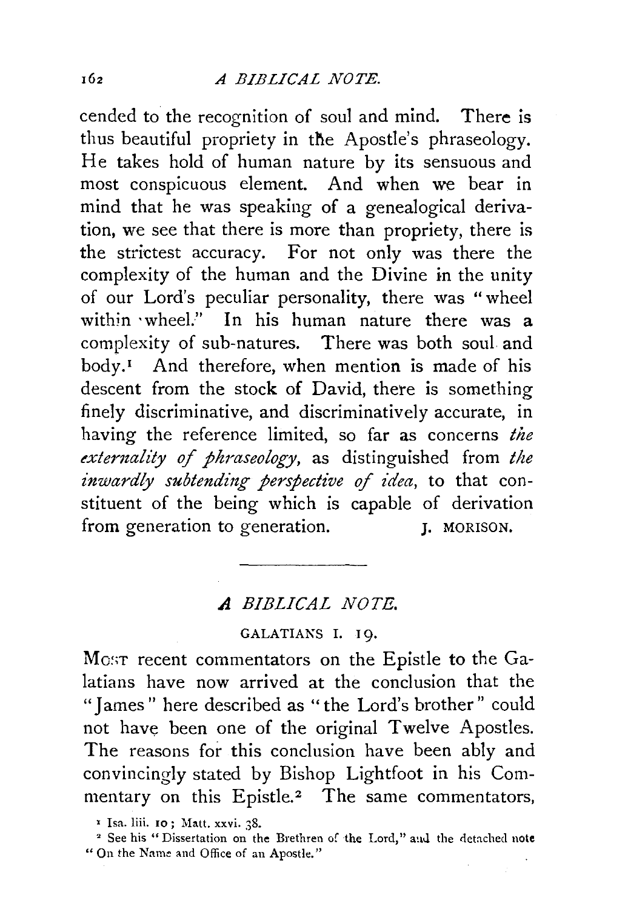cended to the recognition of soul and mind. There is thus beautiful propriety in the Apostle's phraseology. He takes hold of human nature by its sensuous and most conspicuous element. And when we bear in mind that he was speaking of a genealogical derivation, we see that there is more than propriety, there is the strictest accuracy. For not only was there the complexity of the human and the Divine in the unity of our Lord's peculiar personality, there was "wheel within wheel." In his human nature there was a complexity of sub-natures. There was both soul and body.[1] And therefore, when mention is made of his descent from the stock of David, there is something finely discriminative, and discriminatively accurate, in having the reference limited, so far as concerns *the externality of phraseology*, as distinguished from *the inwardly subtending perspective of idea*, to that constituent of the being which is capable of derivation from generation to generation.

J. MORISON.

---

## *A BIBLICAL NOTE.*

### GALATIANS I. 19.

MOST recent commentators on the Epistle to the Galatians have now arrived at the conclusion that the "James" here described as "the Lord's brother" could not have been one of the original Twelve Apostles. The reasons for this conclusion have been ably and convincingly stated by Bishop Lightfoot in his Commentary on this Epistle.[2] The same commentators,

[1] Isa. liii. 10; Matt. xxvi. 38.

[2] See his "Dissertation on the Brethren of the Lord," and the detached note "On the Name and Office of an Apostle."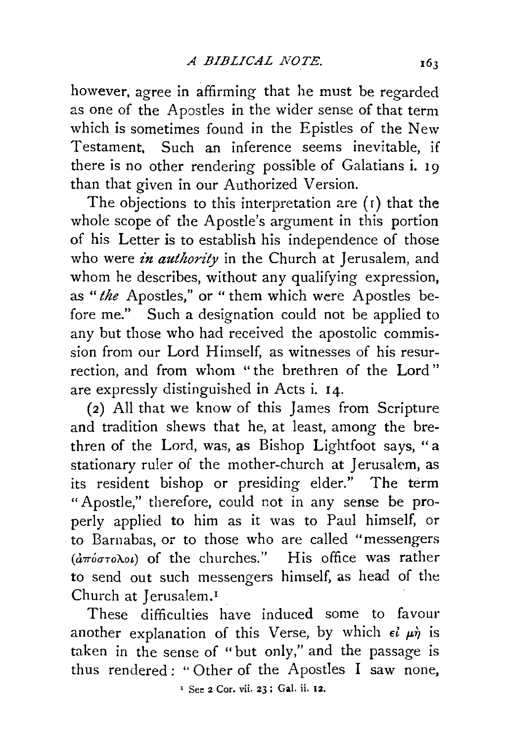however, agree in affirming that he must be regarded as one of the Apostles in the wider sense of that term which is sometimes found in the Epistles of the New Testament. Such an inference seems inevitable, if there is no other rendering possible of Galatians i. 19 than that given in our Authorized Version.

The objections to this interpretation are (1) that the whole scope of the Apostle's argument in this portion of his Letter is to establish his independence of those who were *in authority* in the Church at Jerusalem, and whom he describes, without any qualifying expression, as "*the* Apostles," or "them which were Apostles before me." Such a designation could not be applied to any but those who had received the apostolic commission from our Lord Himself, as witnesses of his resurrection, and from whom "the brethren of the Lord" are expressly distinguished in Acts i. 14.

(2) All that we know of this James from Scripture and tradition shews that he, at least, among the brethren of the Lord, was, as Bishop Lightfoot says, "a stationary ruler of the mother-church at Jerusalem, as its resident bishop or presiding elder." The term "Apostle," therefore, could not in any sense be properly applied to him as it was to Paul himself, or to Barnabas, or to those who are called "messengers (ἀπόστολοι) of the churches." His office was rather to send out such messengers himself, as head of the Church at Jerusalem.[1]

These difficulties have induced some to favour another explanation of this Verse, by which εἰ μὴ is taken in the sense of "but only," and the passage is thus rendered: "Other of the Apostles I saw none,

[1] See 2 Cor. vii. 23; Gal. ii. 12.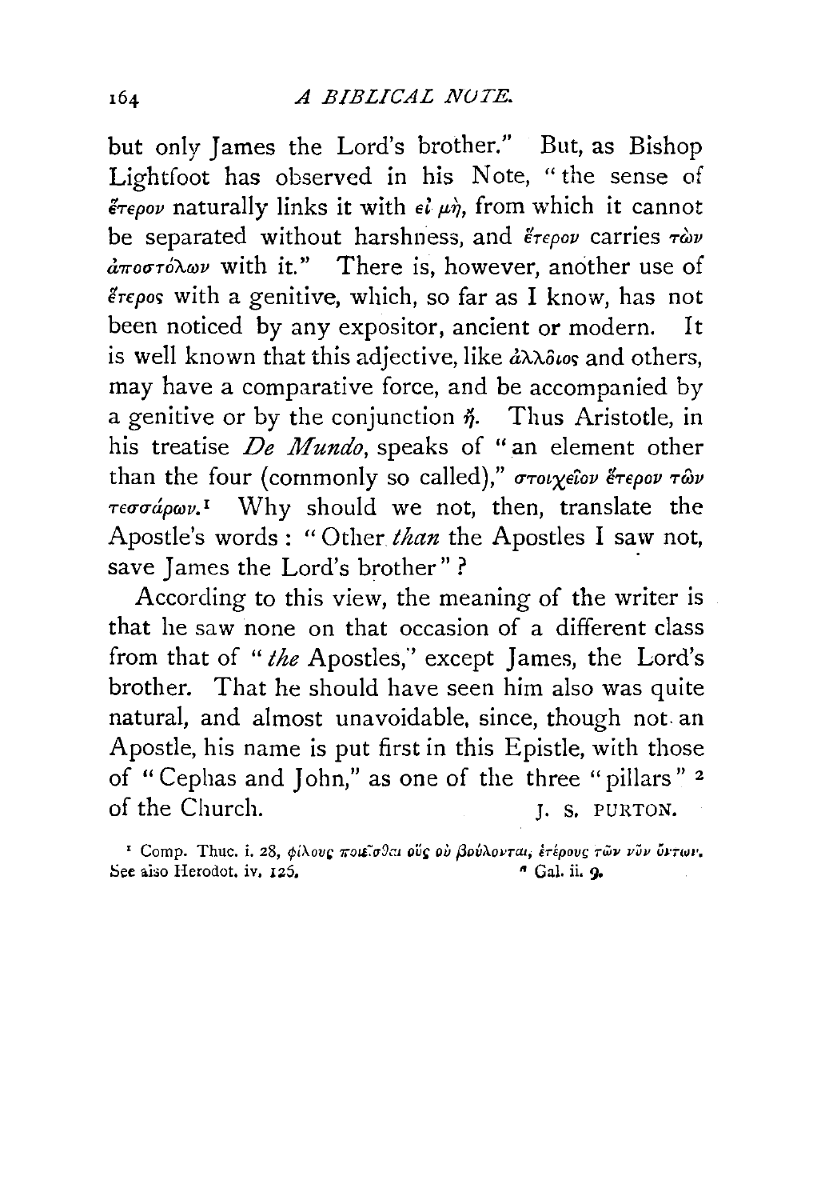but only James the Lord's brother." But, as Bishop Lightfoot has observed in his Note, "the sense of ἕτερον naturally links it with εἰ μή, from which it cannot be separated without harshness, and ἕτερον carries τῶν ἀποστόλων with it." There is, however, another use of ἕτερος with a genitive, which, so far as I know, has not been noticed by any expositor, ancient or modern. It is well known that this adjective, like ἀλλοῖος and others, may have a comparative force, and be accompanied by a genitive or by the conjunction ἤ. Thus Aristotle, in his treatise *De Mundo*, speaks of "an element other than the four (commonly so called)," στοιχεῖον ἕτερον τῶν τεσσάρων.[1] Why should we not, then, translate the Apostle's words: "Other *than* the Apostles I saw not, save James the Lord's brother"?

According to this view, the meaning of the writer is that he saw none on that occasion of a different class from that of "*the* Apostles," except James, the Lord's brother. That he should have seen him also was quite natural, and almost unavoidable, since, though not an Apostle, his name is put first in this Epistle, with those of "Cephas and John," as one of the three "pillars"[2] of the Church.

J. S. PURTON.

[1] Comp. Thuc. i. 28, φίλους ποιεῖσθαι οὓς οὐ βούλονται, ἑτέρους τῶν νῦν ὄντων. See also Herodot. iv. 126.

[2] Gal. ii. 9.